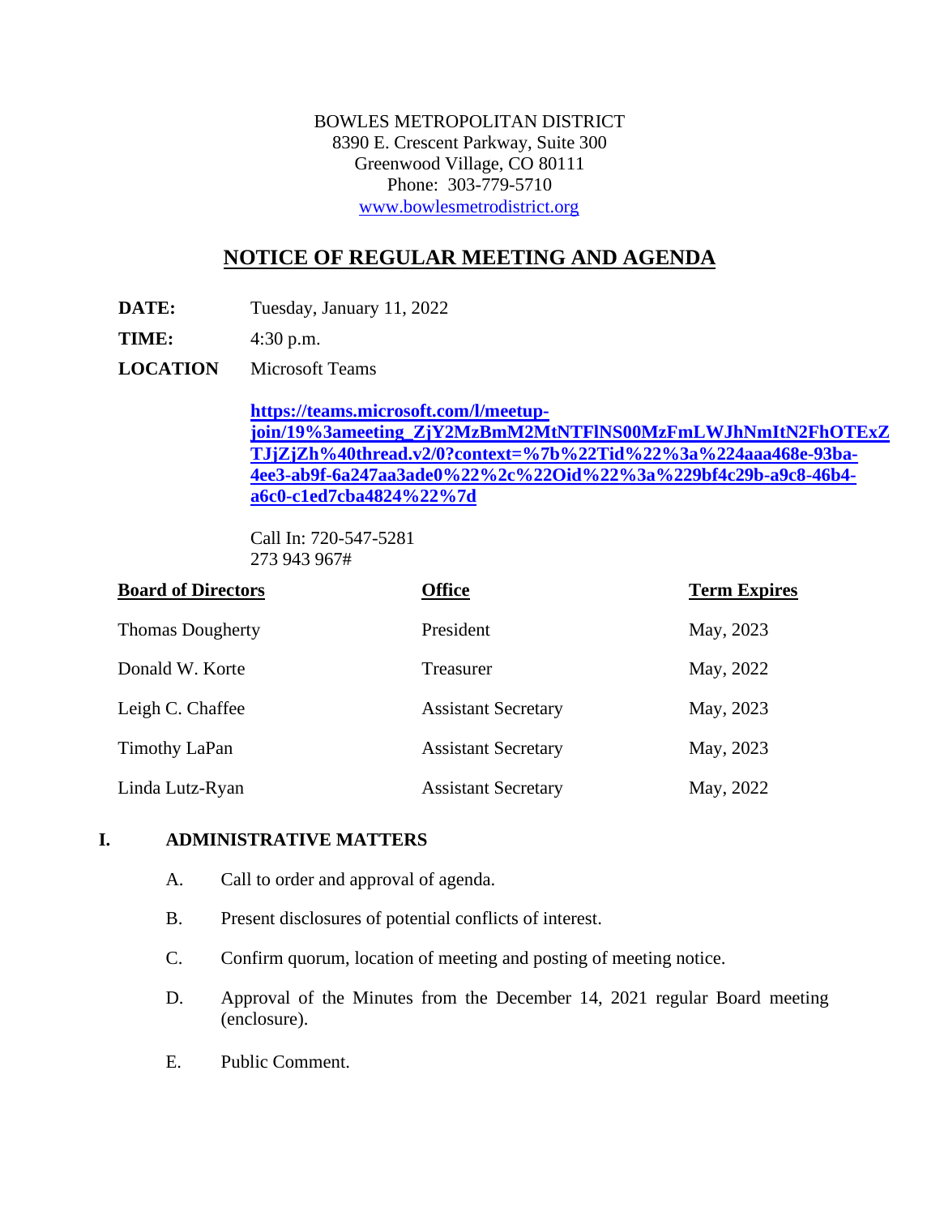BOWLES METROPOLITAN DISTRICT
8390 E. Crescent Parkway, Suite 300
Greenwood Village, CO 80111
Phone: 303-779-5710
www.bowlesmetrodistrict.org

## NOTICE OF REGULAR MEETING AND AGENDA

**DATE:** Tuesday, January 11, 2022

**TIME:** 4:30 p.m.

**LOCATION** Microsoft Teams

**https://teams.microsoft.com/l/meetup-join/19%3ameeting_ZjY2MzBmM2MtNTFlNS00MzFmLWJhNmItN2FhOTExZTJjZjZh%40thread.v2/0?context=%7b%22Tid%22%3a%224aaa468e-93ba-4ee3-ab9f-6a247aa3ade0%22%2c%22Oid%22%3a%229bf4c29b-a9c8-46b4-a6c0-c1ed7cba4824%22%7d**

Call In: 720-547-5281
273 943 967#

| Board of Directors | Office | Term Expires |
| --- | --- | --- |
| Thomas Dougherty | President | May, 2023 |
| Donald W. Korte | Treasurer | May, 2022 |
| Leigh C. Chaffee | Assistant Secretary | May, 2023 |
| Timothy LaPan | Assistant Secretary | May, 2023 |
| Linda Lutz-Ryan | Assistant Secretary | May, 2022 |

### I. ADMINISTRATIVE MATTERS

A. Call to order and approval of agenda.

B. Present disclosures of potential conflicts of interest.

C. Confirm quorum, location of meeting and posting of meeting notice.

D. Approval of the Minutes from the December 14, 2021 regular Board meeting (enclosure).

E. Public Comment.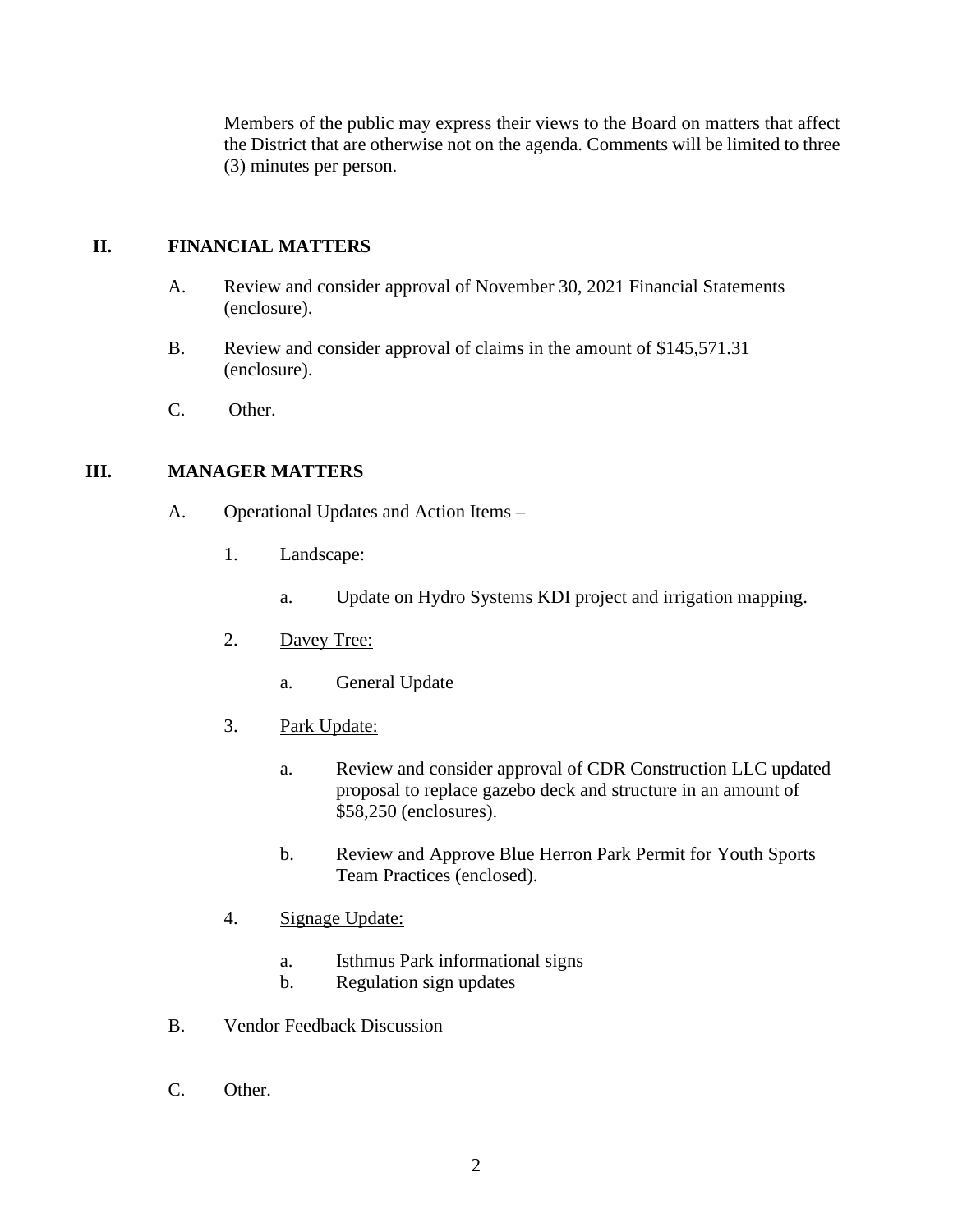Members of the public may express their views to the Board on matters that affect the District that are otherwise not on the agenda. Comments will be limited to three (3) minutes per person.

## II. FINANCIAL MATTERS

A. Review and consider approval of November 30, 2021 Financial Statements (enclosure).

B. Review and consider approval of claims in the amount of $145,571.31 (enclosure).

C. Other.

## III. MANAGER MATTERS

A. Operational Updates and Action Items –

1. Landscape:

   a. Update on Hydro Systems KDI project and irrigation mapping.

2. Davey Tree:

   a. General Update

3. Park Update:

   a. Review and consider approval of CDR Construction LLC updated proposal to replace gazebo deck and structure in an amount of $58,250 (enclosures).

   b. Review and Approve Blue Herron Park Permit for Youth Sports Team Practices (enclosed).

4. Signage Update:

   a. Isthmus Park informational signs
   b. Regulation sign updates

B. Vendor Feedback Discussion

C. Other.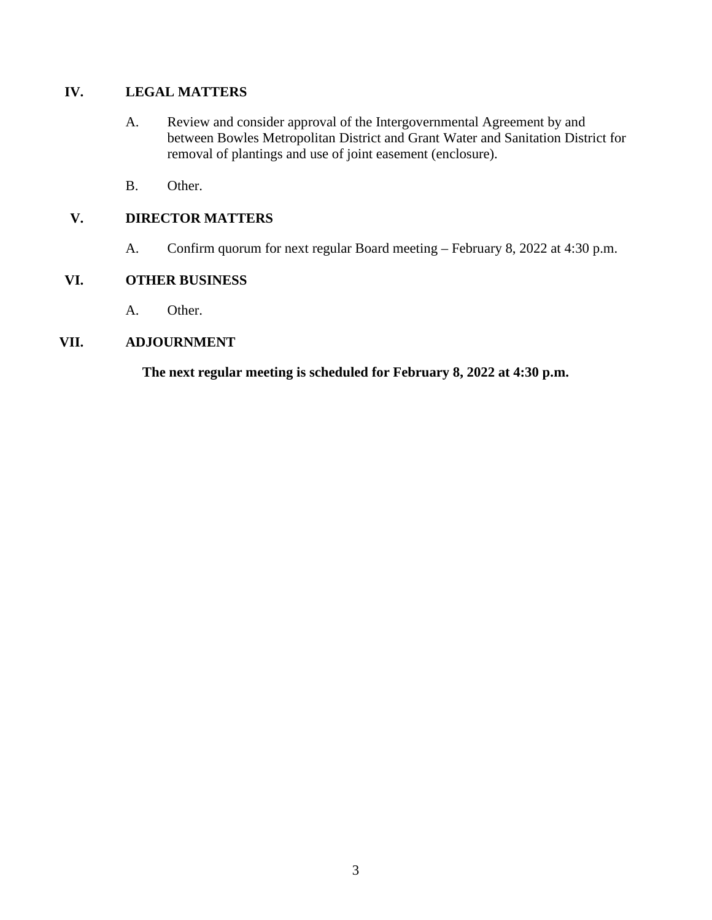## IV. LEGAL MATTERS

A. Review and consider approval of the Intergovernmental Agreement by and between Bowles Metropolitan District and Grant Water and Sanitation District for removal of plantings and use of joint easement (enclosure).

B. Other.

## V. DIRECTOR MATTERS

A. Confirm quorum for next regular Board meeting – February 8, 2022 at 4:30 p.m.

## VI. OTHER BUSINESS

A. Other.

## VII. ADJOURNMENT

**The next regular meeting is scheduled for February 8, 2022 at 4:30 p.m.**